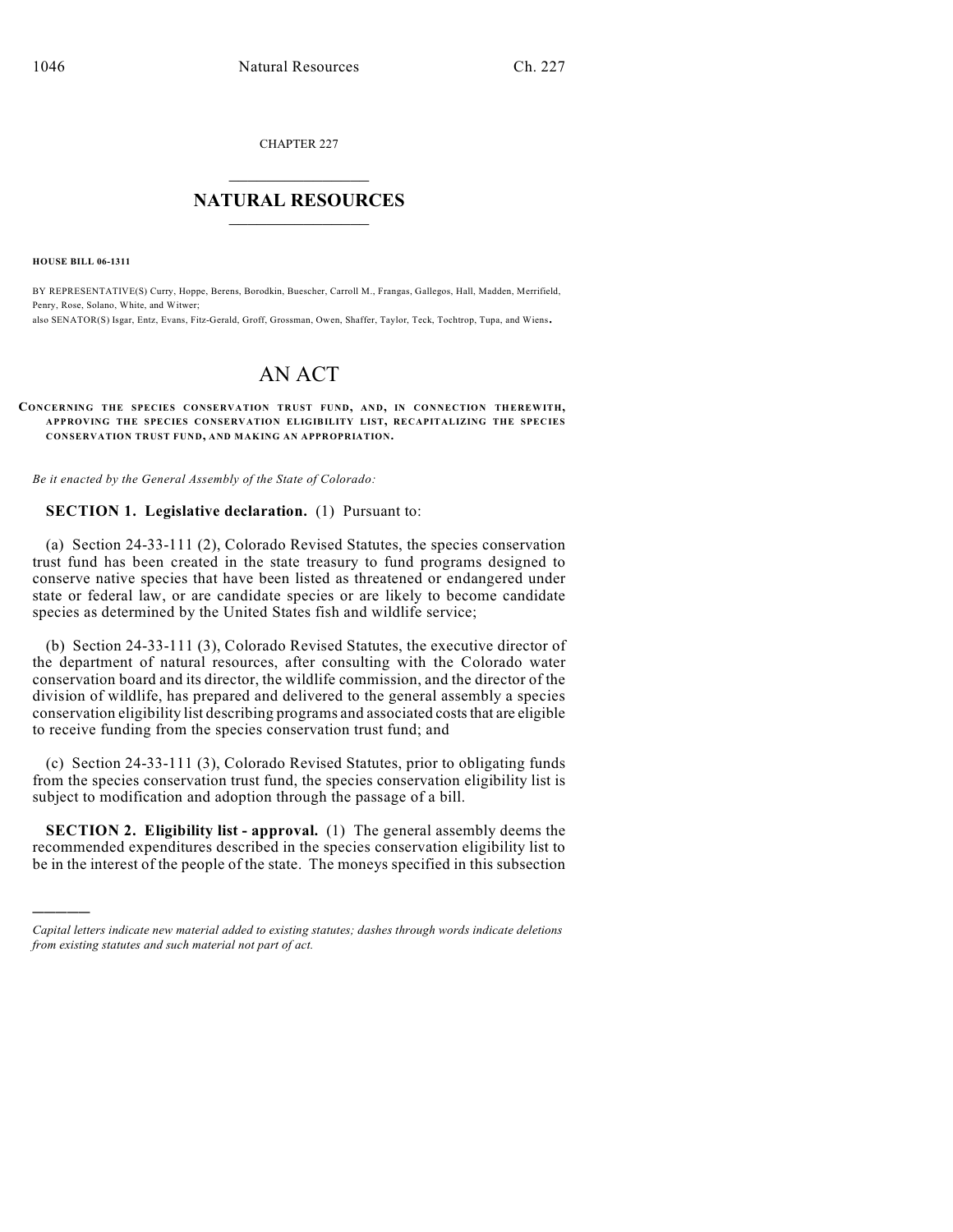CHAPTER 227

# NATURAL RESOURCES

**HOUSE BILL 06-1311**

BY REPRESENTATIVE(S) Curry, Hoppe, Berens, Borodkin, Buescher, Carroll M., Frangas, Gallegos, Hall, Madden, Merrifield, Penry, Rose, Solano, White, and Witwer;
also SENATOR(S) Isgar, Entz, Evans, Fitz-Gerald, Groff, Grossman, Owen, Shaffer, Taylor, Teck, Tochtrop, Tupa, and Wiens.

# AN ACT

**CONCERNING THE SPECIES CONSERVATION TRUST FUND, AND, IN CONNECTION THEREWITH, APPROVING THE SPECIES CONSERVATION ELIGIBILITY LIST, RECAPITALIZING THE SPECIES CONSERVATION TRUST FUND, AND MAKING AN APPROPRIATION.**

*Be it enacted by the General Assembly of the State of Colorado:*

**SECTION 1. Legislative declaration.** (1) Pursuant to:

(a) Section 24-33-111 (2), Colorado Revised Statutes, the species conservation trust fund has been created in the state treasury to fund programs designed to conserve native species that have been listed as threatened or endangered under state or federal law, or are candidate species or are likely to become candidate species as determined by the United States fish and wildlife service;

(b) Section 24-33-111 (3), Colorado Revised Statutes, the executive director of the department of natural resources, after consulting with the Colorado water conservation board and its director, the wildlife commission, and the director of the division of wildlife, has prepared and delivered to the general assembly a species conservation eligibility list describing programs and associated costs that are eligible to receive funding from the species conservation trust fund; and

(c) Section 24-33-111 (3), Colorado Revised Statutes, prior to obligating funds from the species conservation trust fund, the species conservation eligibility list is subject to modification and adoption through the passage of a bill.

**SECTION 2. Eligibility list - approval.** (1) The general assembly deems the recommended expenditures described in the species conservation eligibility list to be in the interest of the people of the state. The moneys specified in this subsection

---

*Capital letters indicate new material added to existing statutes; dashes through words indicate deletions from existing statutes and such material not part of act.*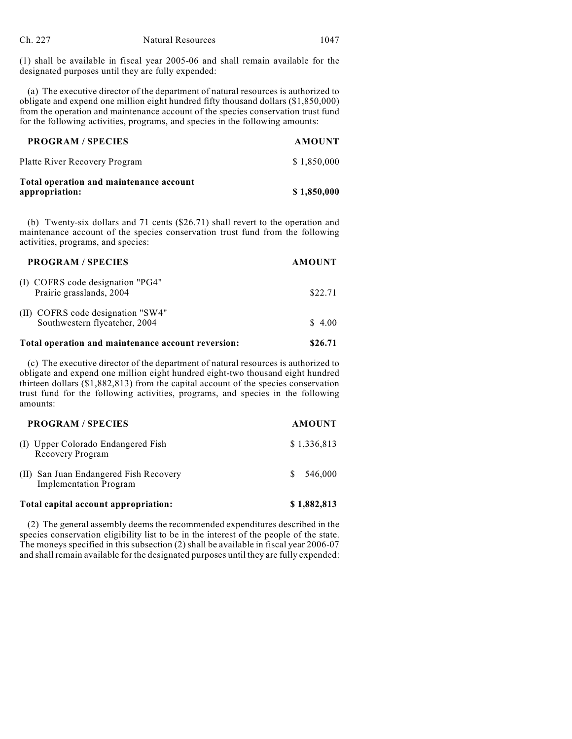(1) shall be available in fiscal year 2005-06 and shall remain available for the designated purposes until they are fully expended:

(a) The executive director of the department of natural resources is authorized to obligate and expend one million eight hundred fifty thousand dollars ($1,850,000) from the operation and maintenance account of the species conservation trust fund for the following activities, programs, and species in the following amounts:

| PROGRAM / SPECIES | AMOUNT |
|---|---|
| Platte River Recovery Program | $ 1,850,000 |
| **Total operation and maintenance account appropriation:** | **$ 1,850,000** |

(b) Twenty-six dollars and 71 cents ($26.71) shall revert to the operation and maintenance account of the species conservation trust fund from the following activities, programs, and species:

| PROGRAM / SPECIES | AMOUNT |
|---|---|
| (I) COFRS code designation "PG4" Prairie grasslands, 2004 | $22.71 |
| (II) COFRS code designation "SW4" Southwestern flycatcher, 2004 | $ 4.00 |
| **Total operation and maintenance account reversion:** | **$26.71** |

(c) The executive director of the department of natural resources is authorized to obligate and expend one million eight hundred eight-two thousand eight hundred thirteen dollars ($1,882,813) from the capital account of the species conservation trust fund for the following activities, programs, and species in the following amounts:

| PROGRAM / SPECIES | AMOUNT |
|---|---|
| (I) Upper Colorado Endangered Fish Recovery Program | $ 1,336,813 |
| (II) San Juan Endangered Fish Recovery Implementation Program | $ 546,000 |
| **Total capital account appropriation:** | **$ 1,882,813** |

(2) The general assembly deems the recommended expenditures described in the species conservation eligibility list to be in the interest of the people of the state. The moneys specified in this subsection (2) shall be available in fiscal year 2006-07 and shall remain available for the designated purposes until they are fully expended: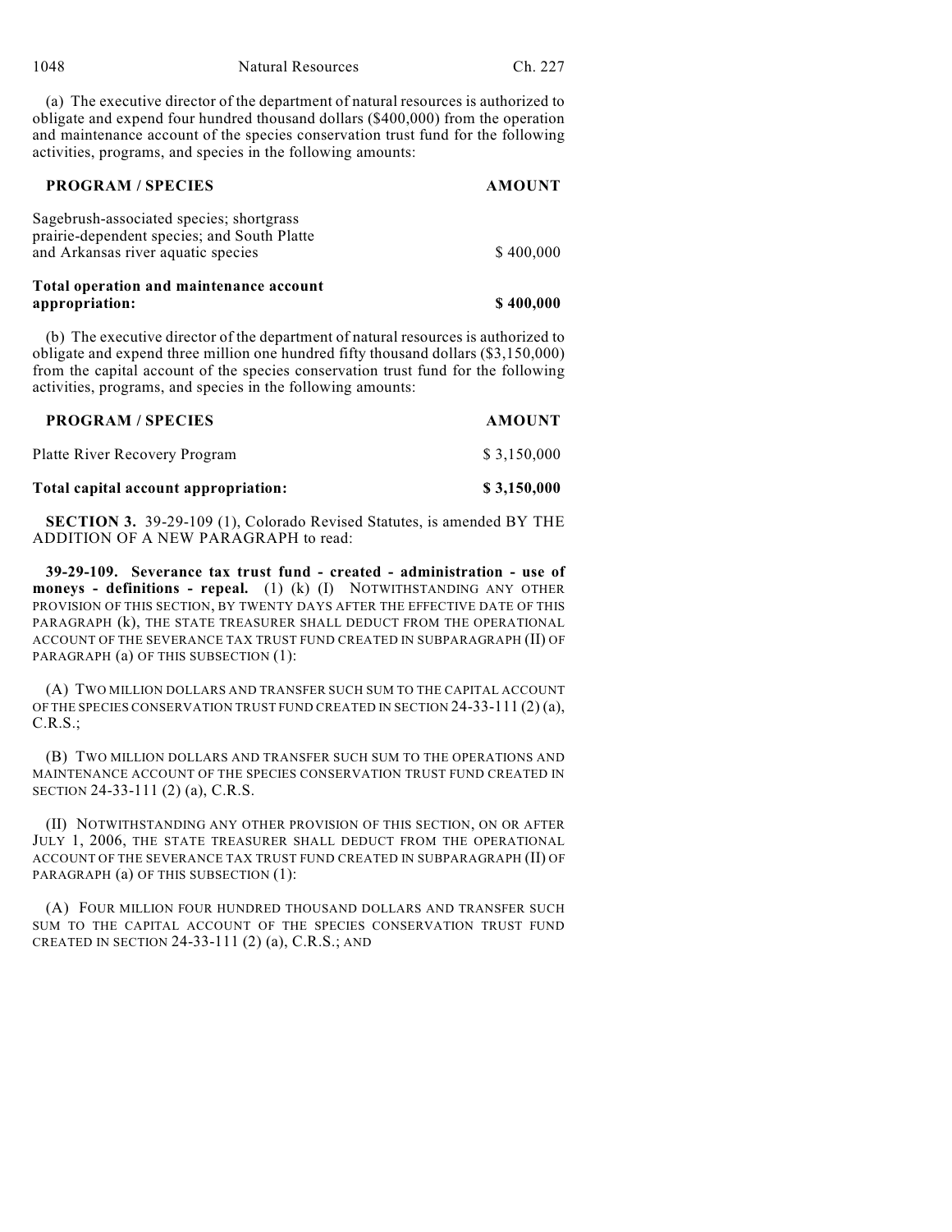(a) The executive director of the department of natural resources is authorized to obligate and expend four hundred thousand dollars ($400,000) from the operation and maintenance account of the species conservation trust fund for the following activities, programs, and species in the following amounts:

| PROGRAM / SPECIES | AMOUNT |
|---|---|
| Sagebrush-associated species; shortgrass prairie-dependent species; and South Platte and Arkansas river aquatic species | $ 400,000 |
| **Total operation and maintenance account appropriation:** | **$ 400,000** |

(b) The executive director of the department of natural resources is authorized to obligate and expend three million one hundred fifty thousand dollars ($3,150,000) from the capital account of the species conservation trust fund for the following activities, programs, and species in the following amounts:

| PROGRAM / SPECIES | AMOUNT |
|---|---|
| Platte River Recovery Program | $ 3,150,000 |
| **Total capital account appropriation:** | **$ 3,150,000** |

**SECTION 3.** 39-29-109 (1), Colorado Revised Statutes, is amended BY THE ADDITION OF A NEW PARAGRAPH to read:

**39-29-109. Severance tax trust fund - created - administration - use of moneys - definitions - repeal.** (1) (k) (I) NOTWITHSTANDING ANY OTHER PROVISION OF THIS SECTION, BY TWENTY DAYS AFTER THE EFFECTIVE DATE OF THIS PARAGRAPH (k), THE STATE TREASURER SHALL DEDUCT FROM THE OPERATIONAL ACCOUNT OF THE SEVERANCE TAX TRUST FUND CREATED IN SUBPARAGRAPH (II) OF PARAGRAPH (a) OF THIS SUBSECTION (1):

(A) TWO MILLION DOLLARS AND TRANSFER SUCH SUM TO THE CAPITAL ACCOUNT OF THE SPECIES CONSERVATION TRUST FUND CREATED IN SECTION 24-33-111 (2) (a), C.R.S.;

(B) TWO MILLION DOLLARS AND TRANSFER SUCH SUM TO THE OPERATIONS AND MAINTENANCE ACCOUNT OF THE SPECIES CONSERVATION TRUST FUND CREATED IN SECTION 24-33-111 (2) (a), C.R.S.

(II) NOTWITHSTANDING ANY OTHER PROVISION OF THIS SECTION, ON OR AFTER JULY 1, 2006, THE STATE TREASURER SHALL DEDUCT FROM THE OPERATIONAL ACCOUNT OF THE SEVERANCE TAX TRUST FUND CREATED IN SUBPARAGRAPH (II) OF PARAGRAPH (a) OF THIS SUBSECTION (1):

(A) FOUR MILLION FOUR HUNDRED THOUSAND DOLLARS AND TRANSFER SUCH SUM TO THE CAPITAL ACCOUNT OF THE SPECIES CONSERVATION TRUST FUND CREATED IN SECTION 24-33-111 (2) (a), C.R.S.; AND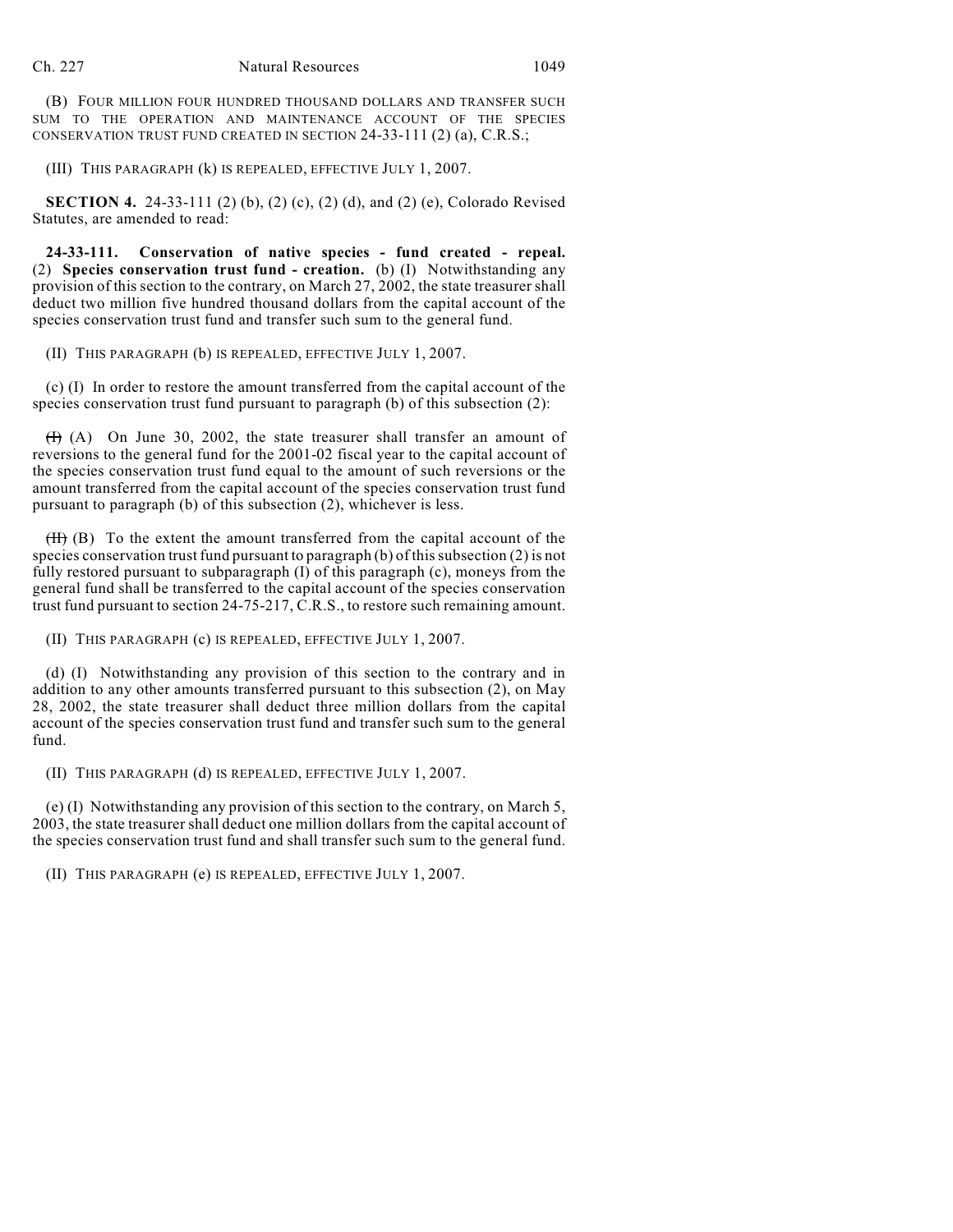(B) FOUR MILLION FOUR HUNDRED THOUSAND DOLLARS AND TRANSFER SUCH SUM TO THE OPERATION AND MAINTENANCE ACCOUNT OF THE SPECIES CONSERVATION TRUST FUND CREATED IN SECTION 24-33-111 (2) (a), C.R.S.;

(III) THIS PARAGRAPH (k) IS REPEALED, EFFECTIVE JULY 1, 2007.

**SECTION 4.** 24-33-111 (2) (b), (2) (c), (2) (d), and (2) (e), Colorado Revised Statutes, are amended to read:

**24-33-111. Conservation of native species - fund created - repeal.** (2) **Species conservation trust fund - creation.** (b) (I) Notwithstanding any provision of this section to the contrary, on March 27, 2002, the state treasurer shall deduct two million five hundred thousand dollars from the capital account of the species conservation trust fund and transfer such sum to the general fund.

(II) THIS PARAGRAPH (b) IS REPEALED, EFFECTIVE JULY 1, 2007.

(c) (I) In order to restore the amount transferred from the capital account of the species conservation trust fund pursuant to paragraph (b) of this subsection (2):

~~(I)~~ (A) On June 30, 2002, the state treasurer shall transfer an amount of reversions to the general fund for the 2001-02 fiscal year to the capital account of the species conservation trust fund equal to the amount of such reversions or the amount transferred from the capital account of the species conservation trust fund pursuant to paragraph (b) of this subsection (2), whichever is less.

~~(II)~~ (B) To the extent the amount transferred from the capital account of the species conservation trust fund pursuant to paragraph (b) of this subsection (2) is not fully restored pursuant to subparagraph (I) of this paragraph (c), moneys from the general fund shall be transferred to the capital account of the species conservation trust fund pursuant to section 24-75-217, C.R.S., to restore such remaining amount.

(II) THIS PARAGRAPH (c) IS REPEALED, EFFECTIVE JULY 1, 2007.

(d) (I) Notwithstanding any provision of this section to the contrary and in addition to any other amounts transferred pursuant to this subsection (2), on May 28, 2002, the state treasurer shall deduct three million dollars from the capital account of the species conservation trust fund and transfer such sum to the general fund.

(II) THIS PARAGRAPH (d) IS REPEALED, EFFECTIVE JULY 1, 2007.

(e) (I) Notwithstanding any provision of this section to the contrary, on March 5, 2003, the state treasurer shall deduct one million dollars from the capital account of the species conservation trust fund and shall transfer such sum to the general fund.

(II) THIS PARAGRAPH (e) IS REPEALED, EFFECTIVE JULY 1, 2007.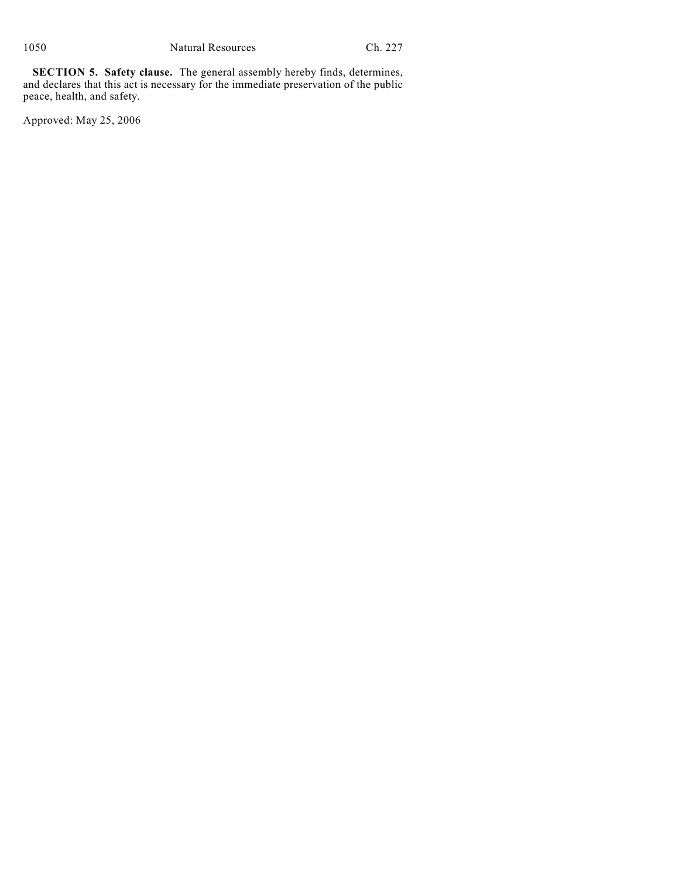**SECTION 5. Safety clause.** The general assembly hereby finds, determines, and declares that this act is necessary for the immediate preservation of the public peace, health, and safety.

Approved: May 25, 2006